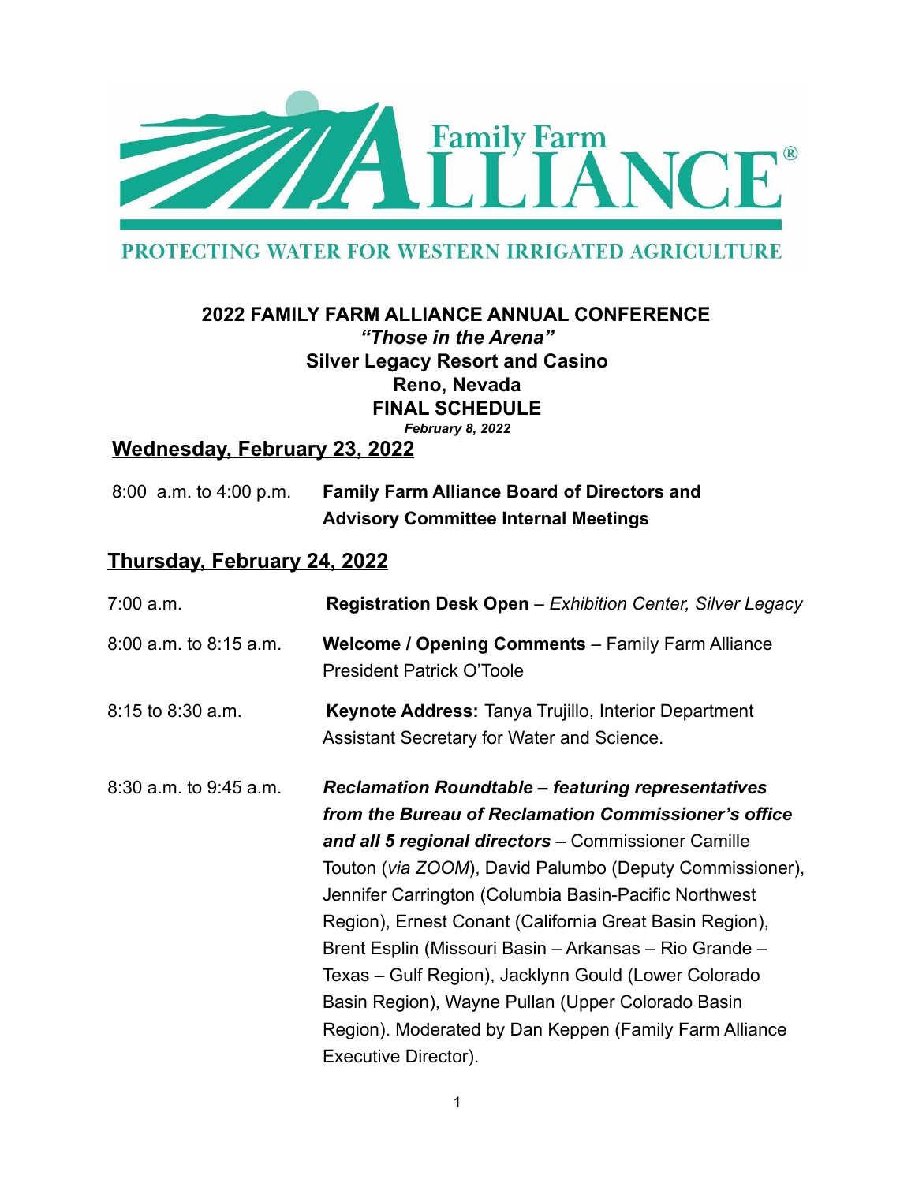Family Farm ALLIANCE®

PROTECTING WATER FOR WESTERN IRRIGATED AGRICULTURE

# 2022 FAMILY FARM ALLIANCE ANNUAL CONFERENCE

***"Those in the Arena"***

**Silver Legacy Resort and Casino**

**Reno, Nevada**

**FINAL SCHEDULE**

***February 8, 2022***

## Wednesday, February 23, 2022

8:00 a.m. to 4:00 p.m. — **Family Farm Alliance Board of Directors and Advisory Committee Internal Meetings**

## Thursday, February 24, 2022

7:00 a.m. — **Registration Desk Open** – *Exhibition Center, Silver Legacy*

8:00 a.m. to 8:15 a.m. — **Welcome / Opening Comments** – Family Farm Alliance President Patrick O'Toole

8:15 to 8:30 a.m. — **Keynote Address:** Tanya Trujillo, Interior Department Assistant Secretary for Water and Science.

8:30 a.m. to 9:45 a.m. — ***Reclamation Roundtable – featuring representatives from the Bureau of Reclamation Commissioner's office and all 5 regional directors*** – Commissioner Camille Touton (*via ZOOM*), David Palumbo (Deputy Commissioner), Jennifer Carrington (Columbia Basin-Pacific Northwest Region), Ernest Conant (California Great Basin Region), Brent Esplin (Missouri Basin – Arkansas – Rio Grande – Texas – Gulf Region), Jacklynn Gould (Lower Colorado Basin Region), Wayne Pullan (Upper Colorado Basin Region). Moderated by Dan Keppen (Family Farm Alliance Executive Director).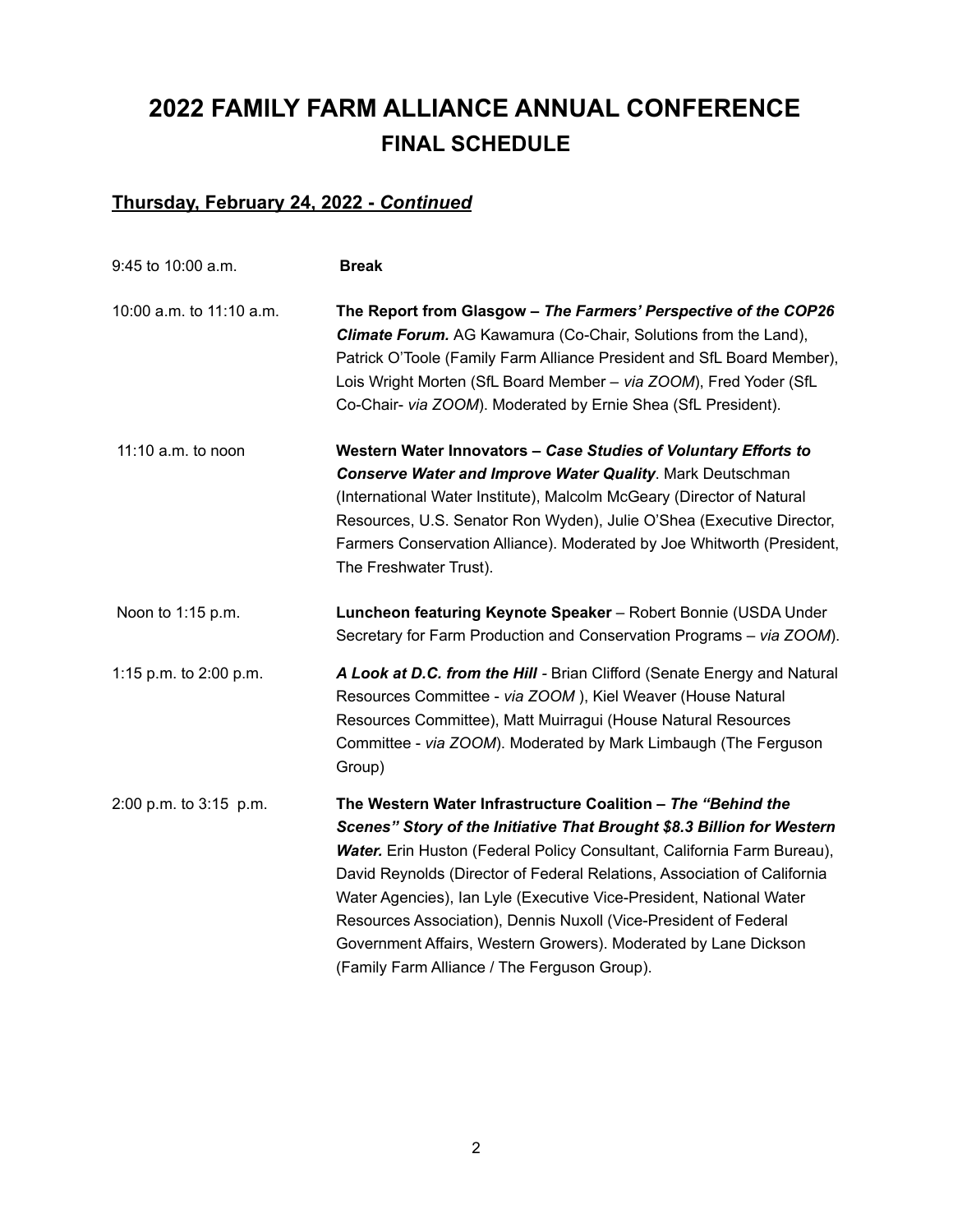# 2022 FAMILY FARM ALLIANCE ANNUAL CONFERENCE

## FINAL SCHEDULE

### Thursday, February 24, 2022 - *Continued*

| | |
|---|---|
| 9:45 to 10:00 a.m. | **Break** |
| 10:00 a.m. to 11:10 a.m. | **The Report from Glasgow – *The Farmers' Perspective of the COP26 Climate Forum.*** AG Kawamura (Co-Chair, Solutions from the Land), Patrick O'Toole (Family Farm Alliance President and SfL Board Member), Lois Wright Morten (SfL Board Member – *via ZOOM*), Fred Yoder (SfL Co-Chair- *via ZOOM*). Moderated by Ernie Shea (SfL President). |
| 11:10 a.m. to noon | **Western Water Innovators – *Case Studies of Voluntary Efforts to Conserve Water and Improve Water Quality*.** Mark Deutschman (International Water Institute), Malcolm McGeary (Director of Natural Resources, U.S. Senator Ron Wyden), Julie O'Shea (Executive Director, Farmers Conservation Alliance). Moderated by Joe Whitworth (President, The Freshwater Trust). |
| Noon to 1:15 p.m. | **Luncheon featuring Keynote Speaker** – Robert Bonnie (USDA Under Secretary for Farm Production and Conservation Programs – *via ZOOM*). |
| 1:15 p.m. to 2:00 p.m. | ***A Look at D.C. from the Hill*** - Brian Clifford (Senate Energy and Natural Resources Committee - *via ZOOM* ), Kiel Weaver (House Natural Resources Committee), Matt Muirragui (House Natural Resources Committee - *via ZOOM*). Moderated by Mark Limbaugh (The Ferguson Group) |
| 2:00 p.m. to 3:15 p.m. | **The Western Water Infrastructure Coalition – *The "Behind the Scenes" Story of the Initiative That Brought $8.3 Billion for Western Water.*** Erin Huston (Federal Policy Consultant, California Farm Bureau), David Reynolds (Director of Federal Relations, Association of California Water Agencies), Ian Lyle (Executive Vice-President, National Water Resources Association), Dennis Nuxoll (Vice-President of Federal Government Affairs, Western Growers). Moderated by Lane Dickson (Family Farm Alliance / The Ferguson Group). |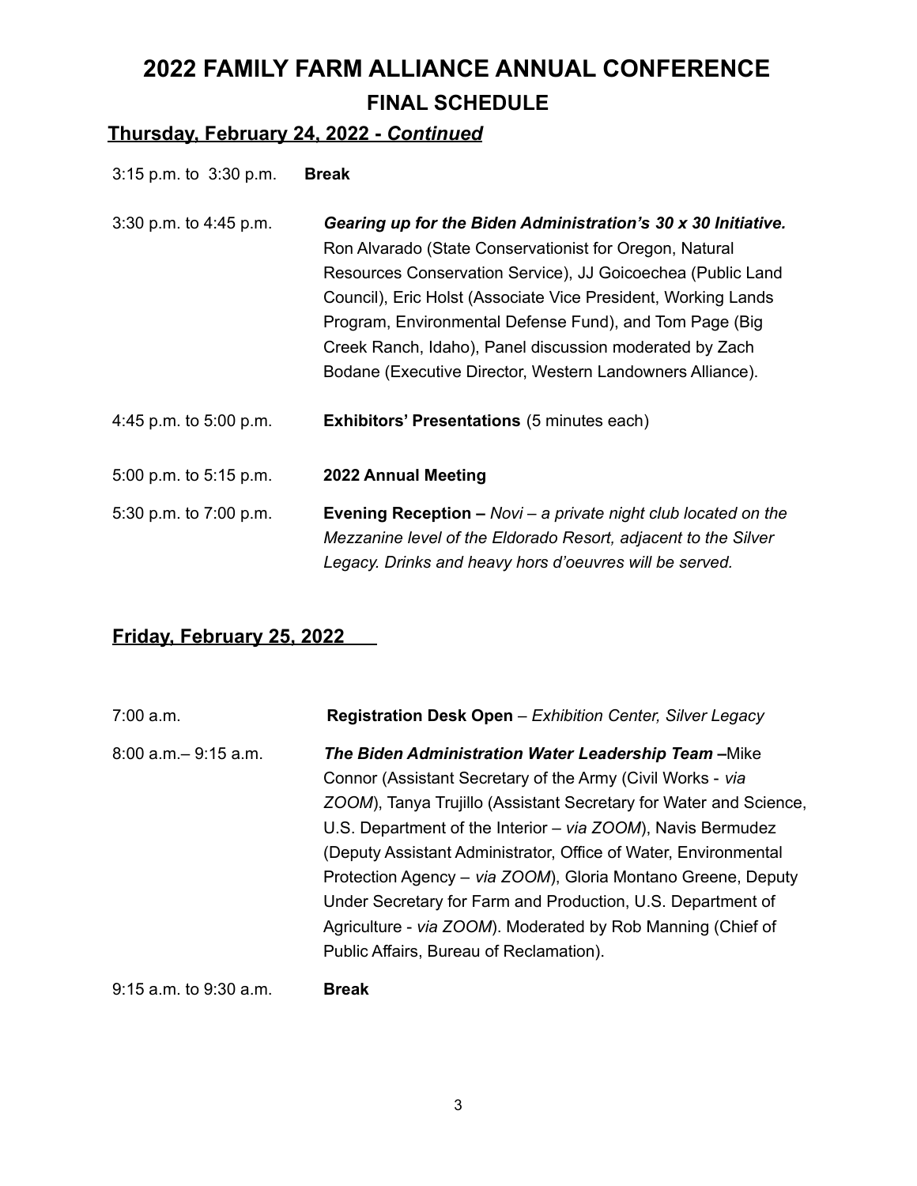# 2022 FAMILY FARM ALLIANCE ANNUAL CONFERENCE

## FINAL SCHEDULE

### Thursday, February 24, 2022 - *Continued*

3:15 p.m. to 3:30 p.m. **Break**

3:30 p.m. to 4:45 p.m. ***Gearing up for the Biden Administration's 30 x 30 Initiative.*** Ron Alvarado (State Conservationist for Oregon, Natural Resources Conservation Service), JJ Goicoechea (Public Land Council), Eric Holst (Associate Vice President, Working Lands Program, Environmental Defense Fund), and Tom Page (Big Creek Ranch, Idaho), Panel discussion moderated by Zach Bodane (Executive Director, Western Landowners Alliance).

4:45 p.m. to 5:00 p.m. **Exhibitors' Presentations** (5 minutes each)

5:00 p.m. to 5:15 p.m. **2022 Annual Meeting**

5:30 p.m. to 7:00 p.m. **Evening Reception –** *Novi – a private night club located on the Mezzanine level of the Eldorado Resort, adjacent to the Silver Legacy. Drinks and heavy hors d'oeuvres will be served.*

### Friday, February 25, 2022

7:00 a.m. **Registration Desk Open** – *Exhibition Center, Silver Legacy*

8:00 a.m.– 9:15 a.m. ***The Biden Administration Water Leadership Team*** **–**Mike Connor (Assistant Secretary of the Army (Civil Works - *via ZOOM*), Tanya Trujillo (Assistant Secretary for Water and Science, U.S. Department of the Interior – *via ZOOM*), Navis Bermudez (Deputy Assistant Administrator, Office of Water, Environmental Protection Agency – *via ZOOM*), Gloria Montano Greene, Deputy Under Secretary for Farm and Production, U.S. Department of Agriculture - *via ZOOM*). Moderated by Rob Manning (Chief of Public Affairs, Bureau of Reclamation).

9:15 a.m. to 9:30 a.m. **Break**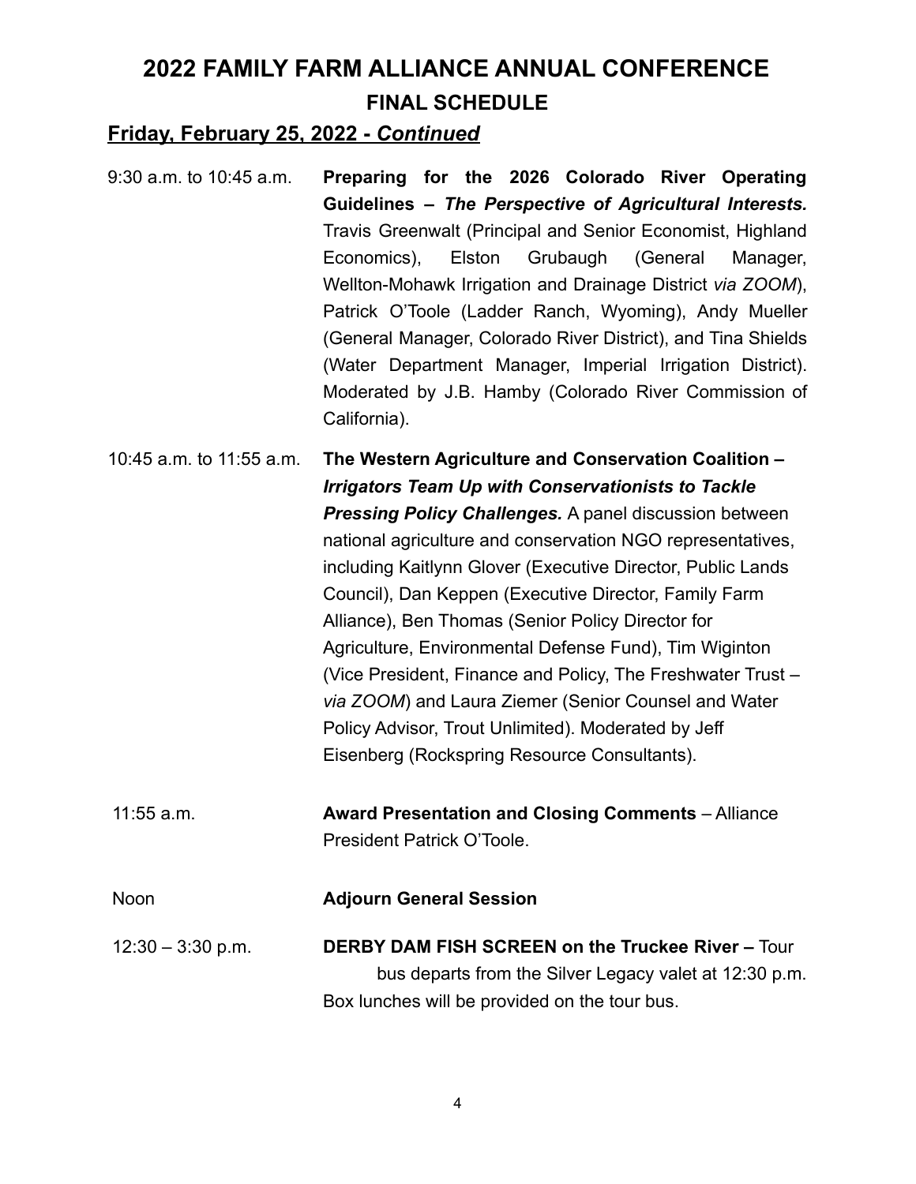# 2022 FAMILY FARM ALLIANCE ANNUAL CONFERENCE

## FINAL SCHEDULE

### Friday, February 25, 2022 - *Continued*

9:30 a.m. to 10:45 a.m. **Preparing for the 2026 Colorado River Operating Guidelines – *The Perspective of Agricultural Interests.*** Travis Greenwalt (Principal and Senior Economist, Highland Economics), Elston Grubaugh (General Manager, Wellton-Mohawk Irrigation and Drainage District *via ZOOM*), Patrick O'Toole (Ladder Ranch, Wyoming), Andy Mueller (General Manager, Colorado River District), and Tina Shields (Water Department Manager, Imperial Irrigation District). Moderated by J.B. Hamby (Colorado River Commission of California).

10:45 a.m. to 11:55 a.m. **The Western Agriculture and Conservation Coalition – *Irrigators Team Up with Conservationists to Tackle Pressing Policy Challenges.*** A panel discussion between national agriculture and conservation NGO representatives, including Kaitlynn Glover (Executive Director, Public Lands Council), Dan Keppen (Executive Director, Family Farm Alliance), Ben Thomas (Senior Policy Director for Agriculture, Environmental Defense Fund), Tim Wiginton (Vice President, Finance and Policy, The Freshwater Trust – *via ZOOM*) and Laura Ziemer (Senior Counsel and Water Policy Advisor, Trout Unlimited). Moderated by Jeff Eisenberg (Rockspring Resource Consultants).

11:55 a.m. **Award Presentation and Closing Comments** – Alliance President Patrick O'Toole.

Noon **Adjourn General Session**

12:30 – 3:30 p.m. **DERBY DAM FISH SCREEN on the Truckee River –** Tour bus departs from the Silver Legacy valet at 12:30 p.m. Box lunches will be provided on the tour bus.